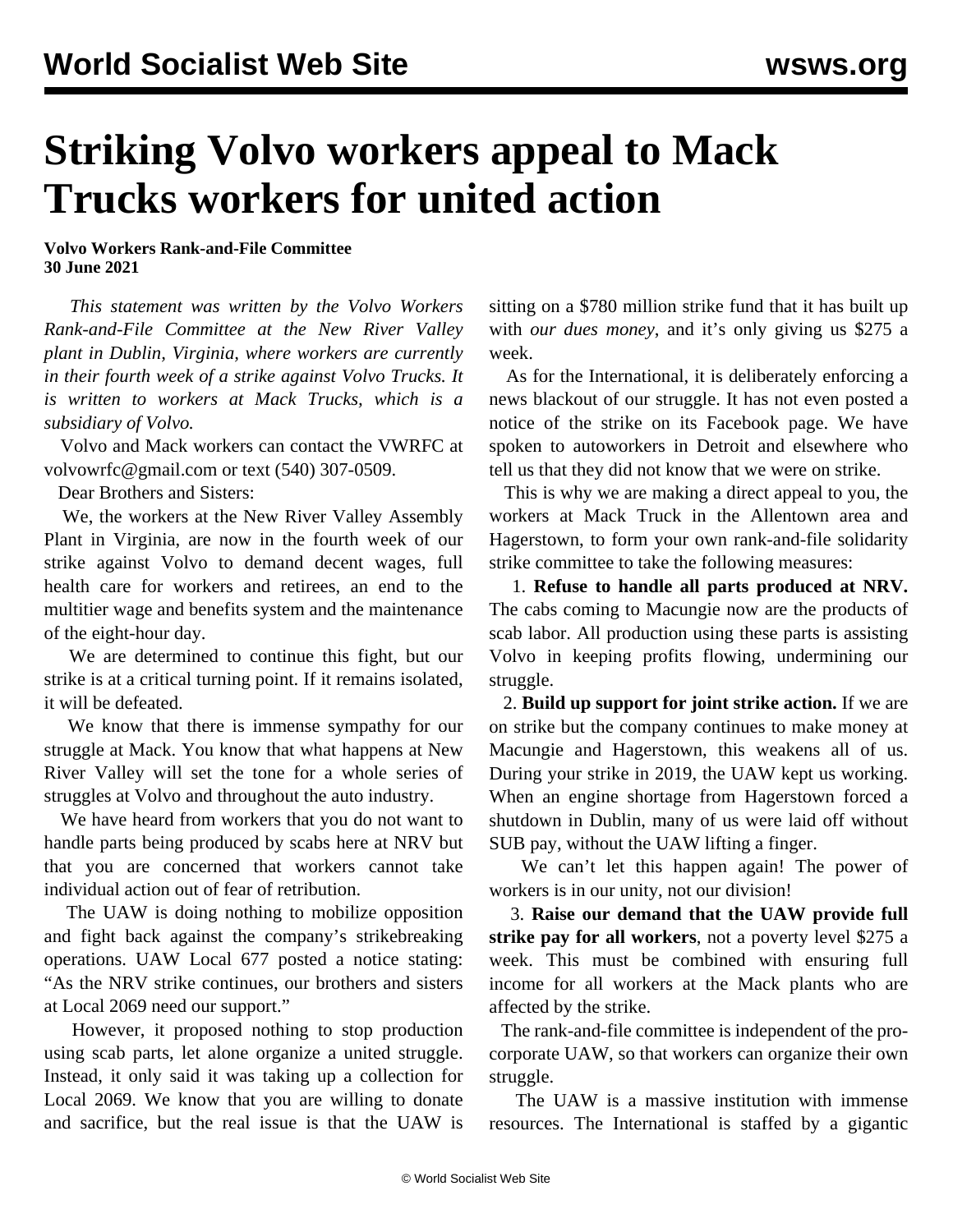# Striking Volvo workers appeal to Mack Trucks workers for united action

**Volvo Workers Rank-and-File Committee**
**30 June 2021**

*This statement was written by the Volvo Workers Rank-and-File Committee at the New River Valley plant in Dublin, Virginia, where workers are currently in their fourth week of a strike against Volvo Trucks. It is written to workers at Mack Trucks, which is a subsidiary of Volvo.*

Volvo and Mack workers can contact the VWRFC at volvowrfc@gmail.com or text (540) 307-0509.

Dear Brothers and Sisters:

We, the workers at the New River Valley Assembly Plant in Virginia, are now in the fourth week of our strike against Volvo to demand decent wages, full health care for workers and retirees, an end to the multitier wage and benefits system and the maintenance of the eight-hour day.

We are determined to continue this fight, but our strike is at a critical turning point. If it remains isolated, it will be defeated.

We know that there is immense sympathy for our struggle at Mack. You know that what happens at New River Valley will set the tone for a whole series of struggles at Volvo and throughout the auto industry.

We have heard from workers that you do not want to handle parts being produced by scabs here at NRV but that you are concerned that workers cannot take individual action out of fear of retribution.

The UAW is doing nothing to mobilize opposition and fight back against the company's strikebreaking operations. UAW Local 677 posted a notice stating: "As the NRV strike continues, our brothers and sisters at Local 2069 need our support."

However, it proposed nothing to stop production using scab parts, let alone organize a united struggle. Instead, it only said it was taking up a collection for Local 2069. We know that you are willing to donate and sacrifice, but the real issue is that the UAW is sitting on a $780 million strike fund that it has built up with *our dues money*, and it's only giving us $275 a week.

As for the International, it is deliberately enforcing a news blackout of our struggle. It has not even posted a notice of the strike on its Facebook page. We have spoken to autoworkers in Detroit and elsewhere who tell us that they did not know that we were on strike.

This is why we are making a direct appeal to you, the workers at Mack Truck in the Allentown area and Hagerstown, to form your own rank-and-file solidarity strike committee to take the following measures:

1. **Refuse to handle all parts produced at NRV.** The cabs coming to Macungie now are the products of scab labor. All production using these parts is assisting Volvo in keeping profits flowing, undermining our struggle.

2. **Build up support for joint strike action.** If we are on strike but the company continues to make money at Macungie and Hagerstown, this weakens all of us. During your strike in 2019, the UAW kept us working. When an engine shortage from Hagerstown forced a shutdown in Dublin, many of us were laid off without SUB pay, without the UAW lifting a finger.

We can't let this happen again! The power of workers is in our unity, not our division!

3. **Raise our demand that the UAW provide full strike pay for all workers**, not a poverty level $275 a week. This must be combined with ensuring full income for all workers at the Mack plants who are affected by the strike.

The rank-and-file committee is independent of the pro-corporate UAW, so that workers can organize their own struggle.

The UAW is a massive institution with immense resources. The International is staffed by a gigantic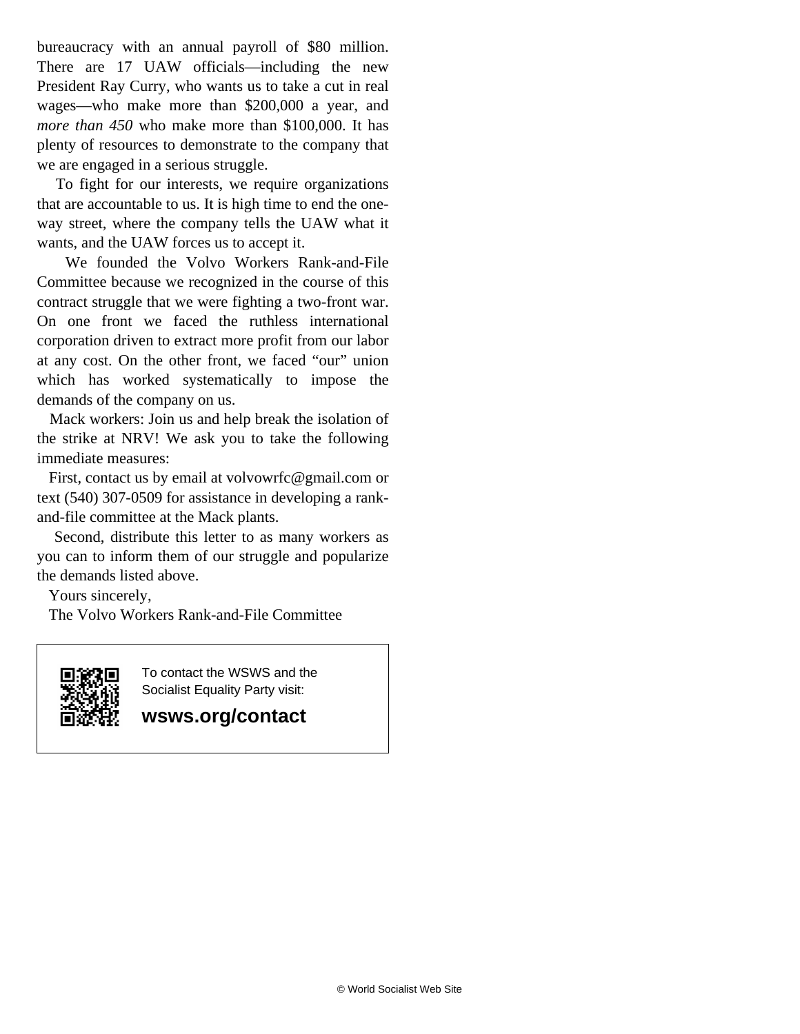bureaucracy with an annual payroll of $80 million. There are 17 UAW officials—including the new President Ray Curry, who wants us to take a cut in real wages—who make more than $200,000 a year, and *more than 450* who make more than $100,000. It has plenty of resources to demonstrate to the company that we are engaged in a serious struggle.

To fight for our interests, we require organizations that are accountable to us. It is high time to end the one-way street, where the company tells the UAW what it wants, and the UAW forces us to accept it.

We founded the Volvo Workers Rank-and-File Committee because we recognized in the course of this contract struggle that we were fighting a two-front war. On one front we faced the ruthless international corporation driven to extract more profit from our labor at any cost. On the other front, we faced "our" union which has worked systematically to impose the demands of the company on us.

Mack workers: Join us and help break the isolation of the strike at NRV! We ask you to take the following immediate measures:

First, contact us by email at volvowrfc@gmail.com or text (540) 307-0509 for assistance in developing a rank-and-file committee at the Mack plants.

Second, distribute this letter to as many workers as you can to inform them of our struggle and popularize the demands listed above.

Yours sincerely,

The Volvo Workers Rank-and-File Committee

To contact the WSWS and the Socialist Equality Party visit:

**wsws.org/contact**